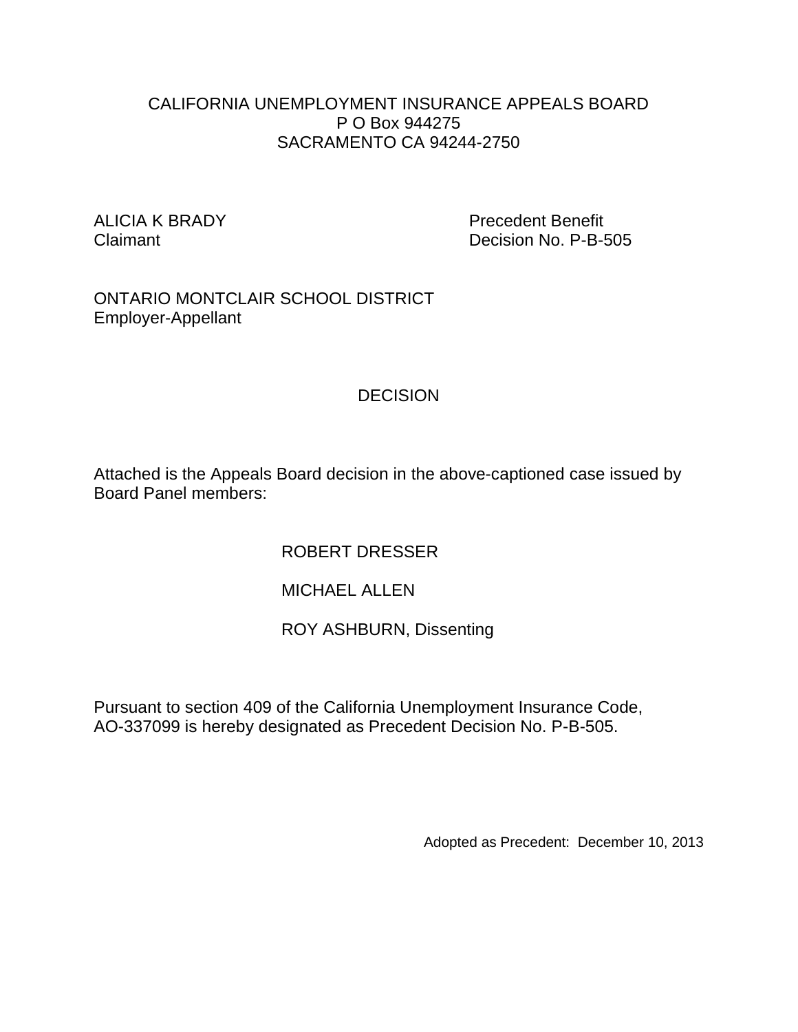CALIFORNIA UNEMPLOYMENT INSURANCE APPEALS BOARD
P O Box 944275
SACRAMENTO CA 94244-2750

ALICIA K BRADY
Claimant

Precedent Benefit
Decision No. P-B-505

ONTARIO MONTCLAIR SCHOOL DISTRICT
Employer-Appellant

# DECISION

Attached is the Appeals Board decision in the above-captioned case issued by Board Panel members:

ROBERT DRESSER

MICHAEL ALLEN

ROY ASHBURN, Dissenting

Pursuant to section 409 of the California Unemployment Insurance Code, AO-337099 is hereby designated as Precedent Decision No. P-B-505.

Adopted as Precedent: December 10, 2013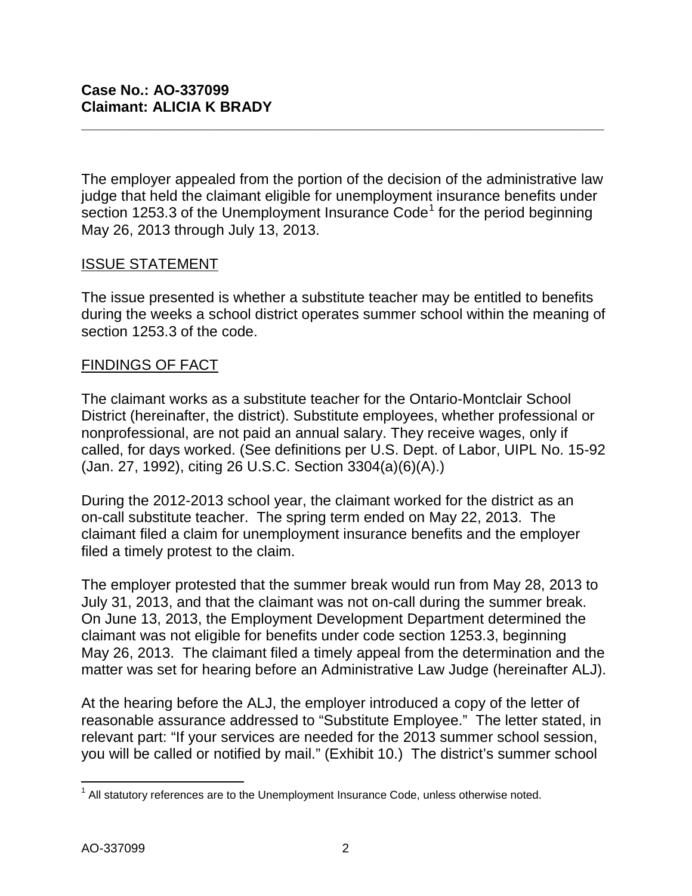**Case No.: AO-337099**
**Claimant: ALICIA K BRADY**

---

The employer appealed from the portion of the decision of the administrative law judge that held the claimant eligible for unemployment insurance benefits under section 1253.3 of the Unemployment Insurance Code[1] for the period beginning May 26, 2013 through July 13, 2013.

## ISSUE STATEMENT

The issue presented is whether a substitute teacher may be entitled to benefits during the weeks a school district operates summer school within the meaning of section 1253.3 of the code.

## FINDINGS OF FACT

The claimant works as a substitute teacher for the Ontario-Montclair School District (hereinafter, the district). Substitute employees, whether professional or nonprofessional, are not paid an annual salary. They receive wages, only if called, for days worked. (See definitions per U.S. Dept. of Labor, UIPL No. 15-92 (Jan. 27, 1992), citing 26 U.S.C. Section 3304(a)(6)(A).)

During the 2012-2013 school year, the claimant worked for the district as an on-call substitute teacher. The spring term ended on May 22, 2013. The claimant filed a claim for unemployment insurance benefits and the employer filed a timely protest to the claim.

The employer protested that the summer break would run from May 28, 2013 to July 31, 2013, and that the claimant was not on-call during the summer break. On June 13, 2013, the Employment Development Department determined the claimant was not eligible for benefits under code section 1253.3, beginning May 26, 2013. The claimant filed a timely appeal from the determination and the matter was set for hearing before an Administrative Law Judge (hereinafter ALJ).

At the hearing before the ALJ, the employer introduced a copy of the letter of reasonable assurance addressed to "Substitute Employee." The letter stated, in relevant part: "If your services are needed for the 2013 summer school session, you will be called or notified by mail." (Exhibit 10.) The district's summer school

---

[1] All statutory references are to the Unemployment Insurance Code, unless otherwise noted.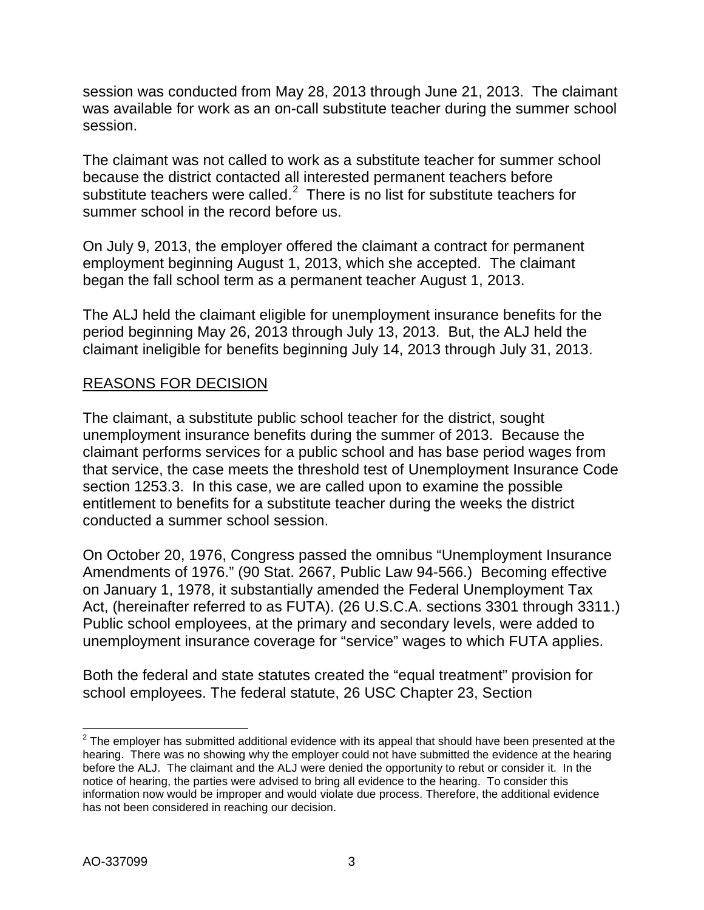session was conducted from May 28, 2013 through June 21, 2013. The claimant was available for work as an on-call substitute teacher during the summer school session.

The claimant was not called to work as a substitute teacher for summer school because the district contacted all interested permanent teachers before substitute teachers were called.[2] There is no list for substitute teachers for summer school in the record before us.

On July 9, 2013, the employer offered the claimant a contract for permanent employment beginning August 1, 2013, which she accepted. The claimant began the fall school term as a permanent teacher August 1, 2013.

The ALJ held the claimant eligible for unemployment insurance benefits for the period beginning May 26, 2013 through July 13, 2013. But, the ALJ held the claimant ineligible for benefits beginning July 14, 2013 through July 31, 2013.

## REASONS FOR DECISION

The claimant, a substitute public school teacher for the district, sought unemployment insurance benefits during the summer of 2013. Because the claimant performs services for a public school and has base period wages from that service, the case meets the threshold test of Unemployment Insurance Code section 1253.3. In this case, we are called upon to examine the possible entitlement to benefits for a substitute teacher during the weeks the district conducted a summer school session.

On October 20, 1976, Congress passed the omnibus "Unemployment Insurance Amendments of 1976." (90 Stat. 2667, Public Law 94-566.) Becoming effective on January 1, 1978, it substantially amended the Federal Unemployment Tax Act, (hereinafter referred to as FUTA). (26 U.S.C.A. sections 3301 through 3311.) Public school employees, at the primary and secondary levels, were added to unemployment insurance coverage for "service" wages to which FUTA applies.

Both the federal and state statutes created the "equal treatment" provision for school employees. The federal statute, 26 USC Chapter 23, Section

[2] The employer has submitted additional evidence with its appeal that should have been presented at the hearing. There was no showing why the employer could not have submitted the evidence at the hearing before the ALJ. The claimant and the ALJ were denied the opportunity to rebut or consider it. In the notice of hearing, the parties were advised to bring all evidence to the hearing. To consider this information now would be improper and would violate due process. Therefore, the additional evidence has not been considered in reaching our decision.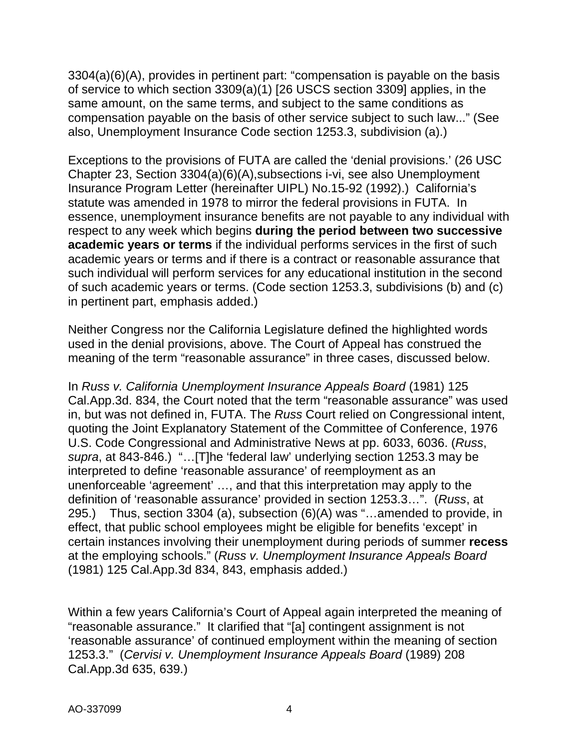3304(a)(6)(A), provides in pertinent part: "compensation is payable on the basis of service to which section 3309(a)(1) [26 USCS section 3309] applies, in the same amount, on the same terms, and subject to the same conditions as compensation payable on the basis of other service subject to such law..." (See also, Unemployment Insurance Code section 1253.3, subdivision (a).)

Exceptions to the provisions of FUTA are called the 'denial provisions.' (26 USC Chapter 23, Section 3304(a)(6)(A),subsections i-vi, see also Unemployment Insurance Program Letter (hereinafter UIPL) No.15-92 (1992).) California's statute was amended in 1978 to mirror the federal provisions in FUTA. In essence, unemployment insurance benefits are not payable to any individual with respect to any week which begins **during the period between two successive academic years or terms** if the individual performs services in the first of such academic years or terms and if there is a contract or reasonable assurance that such individual will perform services for any educational institution in the second of such academic years or terms. (Code section 1253.3, subdivisions (b) and (c) in pertinent part, emphasis added.)

Neither Congress nor the California Legislature defined the highlighted words used in the denial provisions, above. The Court of Appeal has construed the meaning of the term "reasonable assurance" in three cases, discussed below.

In *Russ v. California Unemployment Insurance Appeals Board* (1981) 125 Cal.App.3d. 834, the Court noted that the term "reasonable assurance" was used in, but was not defined in, FUTA. The *Russ* Court relied on Congressional intent, quoting the Joint Explanatory Statement of the Committee of Conference, 1976 U.S. Code Congressional and Administrative News at pp. 6033, 6036. (*Russ*, *supra*, at 843-846.) "…[T]he 'federal law' underlying section 1253.3 may be interpreted to define 'reasonable assurance' of reemployment as an unenforceable 'agreement' …, and that this interpretation may apply to the definition of 'reasonable assurance' provided in section 1253.3…". (*Russ*, at 295.) Thus, section 3304 (a), subsection (6)(A) was "…amended to provide, in effect, that public school employees might be eligible for benefits 'except' in certain instances involving their unemployment during periods of summer **recess** at the employing schools." (*Russ v. Unemployment Insurance Appeals Board* (1981) 125 Cal.App.3d 834, 843, emphasis added.)

Within a few years California's Court of Appeal again interpreted the meaning of "reasonable assurance." It clarified that "[a] contingent assignment is not 'reasonable assurance' of continued employment within the meaning of section 1253.3." (*Cervisi v. Unemployment Insurance Appeals Board* (1989) 208 Cal.App.3d 635, 639.)

AO-337099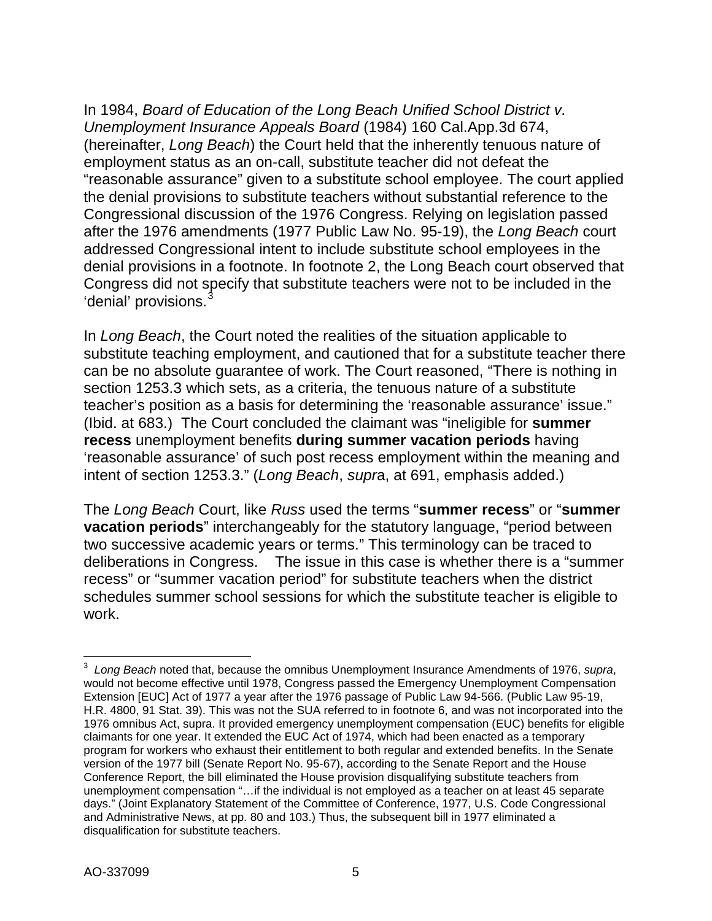In 1984, *Board of Education of the Long Beach Unified School District v. Unemployment Insurance Appeals Board* (1984) 160 Cal.App.3d 674, (hereinafter, *Long Beach*) the Court held that the inherently tenuous nature of employment status as an on-call, substitute teacher did not defeat the "reasonable assurance" given to a substitute school employee. The court applied the denial provisions to substitute teachers without substantial reference to the Congressional discussion of the 1976 Congress. Relying on legislation passed after the 1976 amendments (1977 Public Law No. 95-19), the *Long Beach* court addressed Congressional intent to include substitute school employees in the denial provisions in a footnote. In footnote 2, the Long Beach court observed that Congress did not specify that substitute teachers were not to be included in the 'denial' provisions.[3]

In *Long Beach*, the Court noted the realities of the situation applicable to substitute teaching employment, and cautioned that for a substitute teacher there can be no absolute guarantee of work. The Court reasoned, "There is nothing in section 1253.3 which sets, as a criteria, the tenuous nature of a substitute teacher's position as a basis for determining the 'reasonable assurance' issue." (Ibid. at 683.) The Court concluded the claimant was "ineligible for **summer recess** unemployment benefits **during summer vacation periods** having 'reasonable assurance' of such post recess employment within the meaning and intent of section 1253.3." (*Long Beach*, *supr*a, at 691, emphasis added.)

The *Long Beach* Court, like *Russ* used the terms "**summer recess**" or "**summer vacation periods**" interchangeably for the statutory language, "period between two successive academic years or terms." This terminology can be traced to deliberations in Congress. The issue in this case is whether there is a "summer recess" or "summer vacation period" for substitute teachers when the district schedules summer school sessions for which the substitute teacher is eligible to work.

---

[3] *Long Beach* noted that, because the omnibus Unemployment Insurance Amendments of 1976, *supra*, would not become effective until 1978, Congress passed the Emergency Unemployment Compensation Extension [EUC] Act of 1977 a year after the 1976 passage of Public Law 94-566. (Public Law 95-19, H.R. 4800, 91 Stat. 39). This was not the SUA referred to in footnote 6, and was not incorporated into the 1976 omnibus Act, supra. It provided emergency unemployment compensation (EUC) benefits for eligible claimants for one year. It extended the EUC Act of 1974, which had been enacted as a temporary program for workers who exhaust their entitlement to both regular and extended benefits. In the Senate version of the 1977 bill (Senate Report No. 95-67), according to the Senate Report and the House Conference Report, the bill eliminated the House provision disqualifying substitute teachers from unemployment compensation "…if the individual is not employed as a teacher on at least 45 separate days." (Joint Explanatory Statement of the Committee of Conference, 1977, U.S. Code Congressional and Administrative News, at pp. 80 and 103.) Thus, the subsequent bill in 1977 eliminated a disqualification for substitute teachers.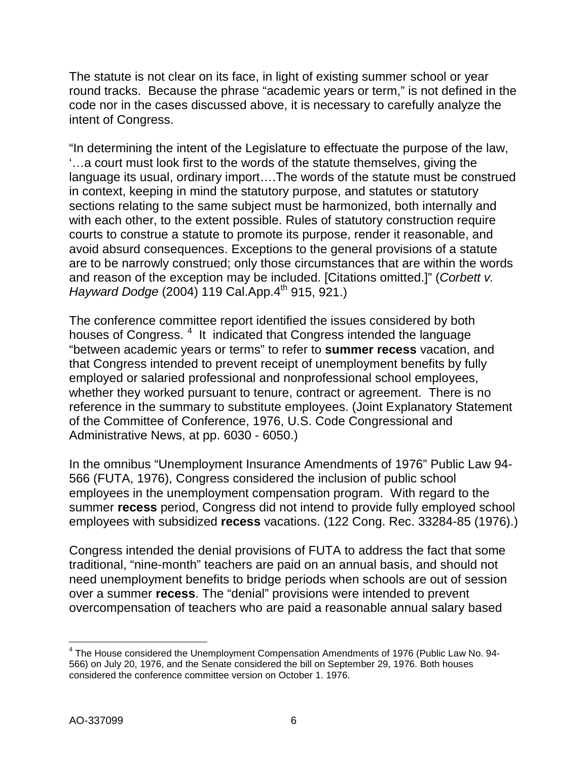The statute is not clear on its face, in light of existing summer school or year round tracks. Because the phrase "academic years or term," is not defined in the code nor in the cases discussed above, it is necessary to carefully analyze the intent of Congress.

"In determining the intent of the Legislature to effectuate the purpose of the law, '…a court must look first to the words of the statute themselves, giving the language its usual, ordinary import….The words of the statute must be construed in context, keeping in mind the statutory purpose, and statutes or statutory sections relating to the same subject must be harmonized, both internally and with each other, to the extent possible. Rules of statutory construction require courts to construe a statute to promote its purpose, render it reasonable, and avoid absurd consequences. Exceptions to the general provisions of a statute are to be narrowly construed; only those circumstances that are within the words and reason of the exception may be included. [Citations omitted.]" (*Corbett v. Hayward Dodge* (2004) 119 Cal.App.4th 915, 921.)

The conference committee report identified the issues considered by both houses of Congress. [4] It indicated that Congress intended the language "between academic years or terms" to refer to **summer recess** vacation, and that Congress intended to prevent receipt of unemployment benefits by fully employed or salaried professional and nonprofessional school employees, whether they worked pursuant to tenure, contract or agreement. There is no reference in the summary to substitute employees. (Joint Explanatory Statement of the Committee of Conference, 1976, U.S. Code Congressional and Administrative News, at pp. 6030 - 6050.)

In the omnibus "Unemployment Insurance Amendments of 1976" Public Law 94-566 (FUTA, 1976), Congress considered the inclusion of public school employees in the unemployment compensation program. With regard to the summer **recess** period, Congress did not intend to provide fully employed school employees with subsidized **recess** vacations. (122 Cong. Rec. 33284-85 (1976).)

Congress intended the denial provisions of FUTA to address the fact that some traditional, "nine-month" teachers are paid on an annual basis, and should not need unemployment benefits to bridge periods when schools are out of session over a summer **recess**. The "denial" provisions were intended to prevent overcompensation of teachers who are paid a reasonable annual salary based

---

[4] The House considered the Unemployment Compensation Amendments of 1976 (Public Law No. 94-566) on July 20, 1976, and the Senate considered the bill on September 29, 1976. Both houses considered the conference committee version on October 1. 1976.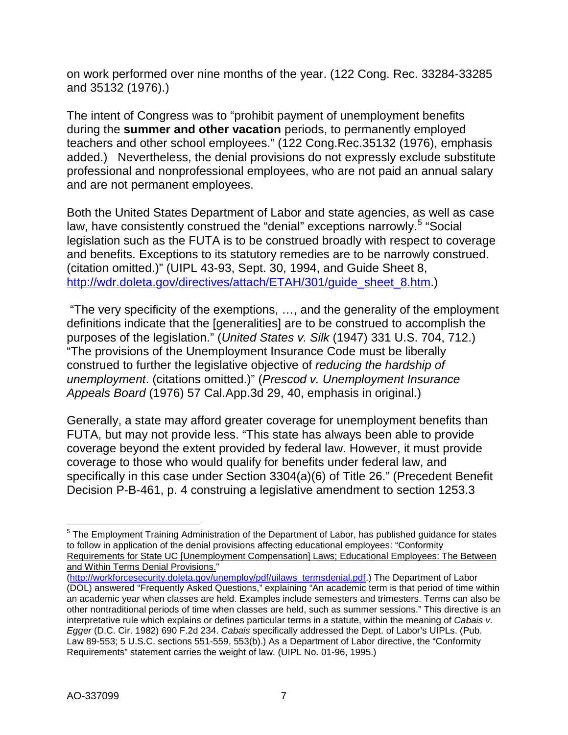on work performed over nine months of the year. (122 Cong. Rec. 33284-33285 and 35132 (1976).)

The intent of Congress was to "prohibit payment of unemployment benefits during the **summer and other vacation** periods, to permanently employed teachers and other school employees." (122 Cong.Rec.35132 (1976), emphasis added.) Nevertheless, the denial provisions do not expressly exclude substitute professional and nonprofessional employees, who are not paid an annual salary and are not permanent employees.

Both the United States Department of Labor and state agencies, as well as case law, have consistently construed the "denial" exceptions narrowly.[5] "Social legislation such as the FUTA is to be construed broadly with respect to coverage and benefits. Exceptions to its statutory remedies are to be narrowly construed. (citation omitted.)" (UIPL 43-93, Sept. 30, 1994, and Guide Sheet 8, http://wdr.doleta.gov/directives/attach/ETAH/301/guide_sheet_8.htm.)

"The very specificity of the exemptions, …, and the generality of the employment definitions indicate that the [generalities] are to be construed to accomplish the purposes of the legislation." (*United States v. Silk* (1947) 331 U.S. 704, 712.) "The provisions of the Unemployment Insurance Code must be liberally construed to further the legislative objective of *reducing the hardship of unemployment*. (citations omitted.)" (*Prescod v. Unemployment Insurance Appeals Board* (1976) 57 Cal.App.3d 29, 40, emphasis in original.)

Generally, a state may afford greater coverage for unemployment benefits than FUTA, but may not provide less. "This state has always been able to provide coverage beyond the extent provided by federal law. However, it must provide coverage to those who would qualify for benefits under federal law, and specifically in this case under Section 3304(a)(6) of Title 26." (Precedent Benefit Decision P-B-461, p. 4 construing a legislative amendment to section 1253.3

---

[5] The Employment Training Administration of the Department of Labor, has published guidance for states to follow in application of the denial provisions affecting educational employees: "Conformity Requirements for State UC [Unemployment Compensation] Laws; Educational Employees: The Between and Within Terms Denial Provisions." (http://workforcesecurity.doleta.gov/unemploy/pdf/uilaws_termsdenial.pdf.) The Department of Labor (DOL) answered "Frequently Asked Questions," explaining "An academic term is that period of time within an academic year when classes are held. Examples include semesters and trimesters. Terms can also be other nontraditional periods of time when classes are held, such as summer sessions." This directive is an interpretative rule which explains or defines particular terms in a statute, within the meaning of *Cabais v. Egger* (D.C. Cir. 1982) 690 F.2d 234. *Cabais* specifically addressed the Dept. of Labor's UIPLs. (Pub. Law 89-553; 5 U.S.C. sections 551-559, 553(b).) As a Department of Labor directive, the "Conformity Requirements" statement carries the weight of law. (UIPL No. 01-96, 1995.)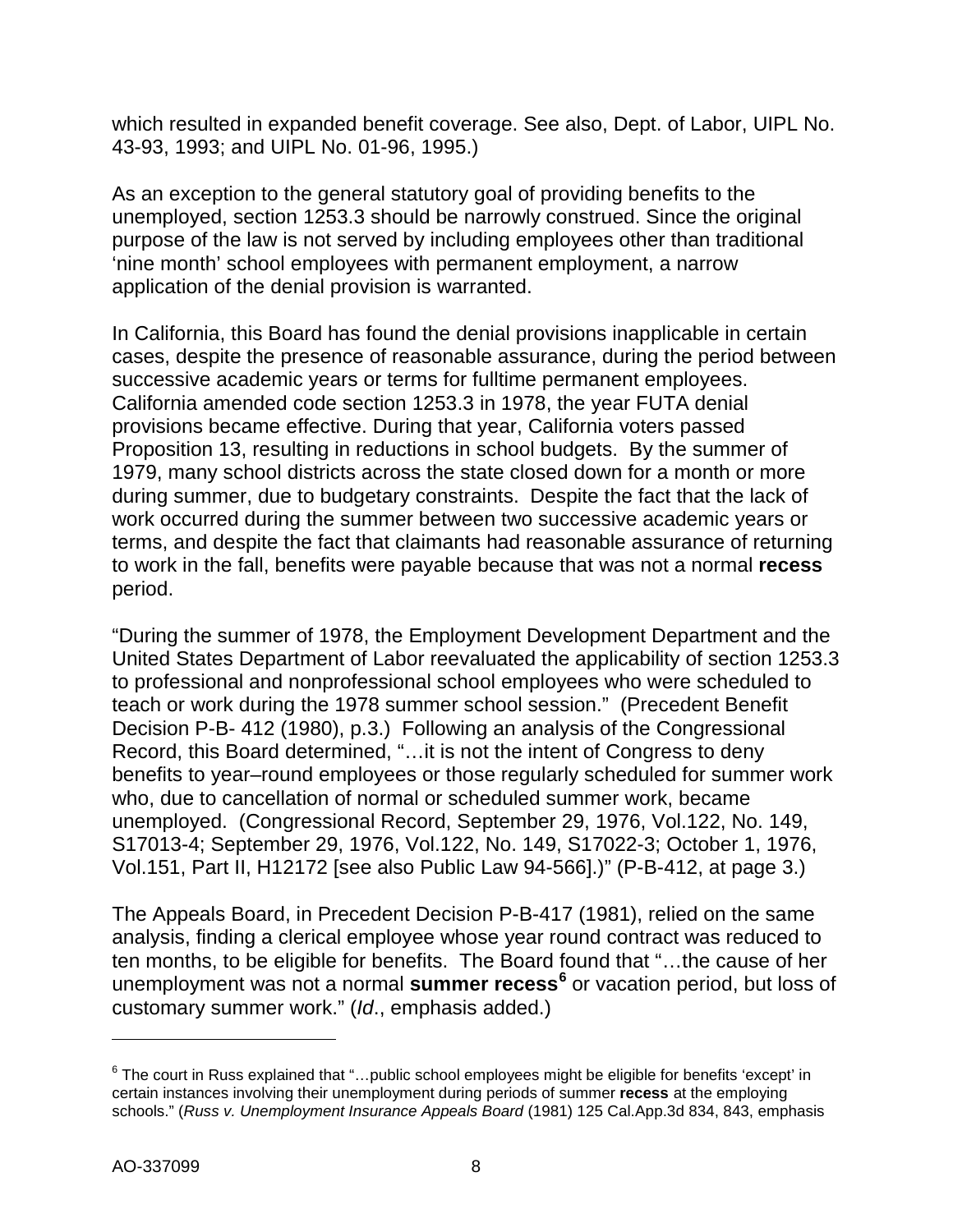which resulted in expanded benefit coverage. See also, Dept. of Labor, UIPL No. 43-93, 1993; and UIPL No. 01-96, 1995.)

As an exception to the general statutory goal of providing benefits to the unemployed, section 1253.3 should be narrowly construed. Since the original purpose of the law is not served by including employees other than traditional 'nine month' school employees with permanent employment, a narrow application of the denial provision is warranted.

In California, this Board has found the denial provisions inapplicable in certain cases, despite the presence of reasonable assurance, during the period between successive academic years or terms for fulltime permanent employees. California amended code section 1253.3 in 1978, the year FUTA denial provisions became effective. During that year, California voters passed Proposition 13, resulting in reductions in school budgets. By the summer of 1979, many school districts across the state closed down for a month or more during summer, due to budgetary constraints. Despite the fact that the lack of work occurred during the summer between two successive academic years or terms, and despite the fact that claimants had reasonable assurance of returning to work in the fall, benefits were payable because that was not a normal **recess** period.

"During the summer of 1978, the Employment Development Department and the United States Department of Labor reevaluated the applicability of section 1253.3 to professional and nonprofessional school employees who were scheduled to teach or work during the 1978 summer school session." (Precedent Benefit Decision P-B- 412 (1980), p.3.) Following an analysis of the Congressional Record, this Board determined, "…it is not the intent of Congress to deny benefits to year–round employees or those regularly scheduled for summer work who, due to cancellation of normal or scheduled summer work, became unemployed. (Congressional Record, September 29, 1976, Vol.122, No. 149, S17013-4; September 29, 1976, Vol.122, No. 149, S17022-3; October 1, 1976, Vol.151, Part II, H12172 [see also Public Law 94-566].)" (P-B-412, at page 3.)

The Appeals Board, in Precedent Decision P-B-417 (1981), relied on the same analysis, finding a clerical employee whose year round contract was reduced to ten months, to be eligible for benefits. The Board found that "…the cause of her unemployment was not a normal **summer recess**[6] or vacation period, but loss of customary summer work." (*Id*., emphasis added.)

---

[6] The court in Russ explained that "…public school employees might be eligible for benefits 'except' in certain instances involving their unemployment during periods of summer **recess** at the employing schools." (*Russ v. Unemployment Insurance Appeals Board* (1981) 125 Cal.App.3d 834, 843, emphasis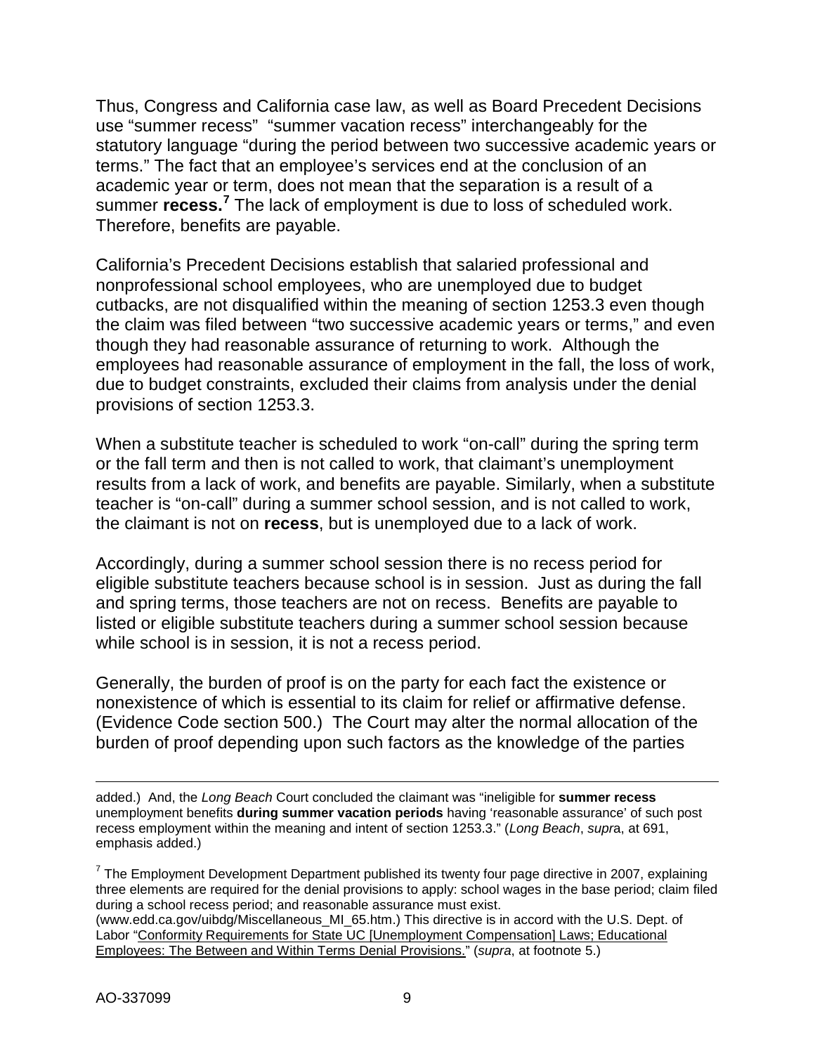Thus, Congress and California case law, as well as Board Precedent Decisions use "summer recess" "summer vacation recess" interchangeably for the statutory language "during the period between two successive academic years or terms." The fact that an employee's services end at the conclusion of an academic year or term, does not mean that the separation is a result of a summer **recess.**[7] The lack of employment is due to loss of scheduled work. Therefore, benefits are payable.

California's Precedent Decisions establish that salaried professional and nonprofessional school employees, who are unemployed due to budget cutbacks, are not disqualified within the meaning of section 1253.3 even though the claim was filed between "two successive academic years or terms," and even though they had reasonable assurance of returning to work. Although the employees had reasonable assurance of employment in the fall, the loss of work, due to budget constraints, excluded their claims from analysis under the denial provisions of section 1253.3.

When a substitute teacher is scheduled to work "on-call" during the spring term or the fall term and then is not called to work, that claimant's unemployment results from a lack of work, and benefits are payable. Similarly, when a substitute teacher is "on-call" during a summer school session, and is not called to work, the claimant is not on **recess**, but is unemployed due to a lack of work.

Accordingly, during a summer school session there is no recess period for eligible substitute teachers because school is in session. Just as during the fall and spring terms, those teachers are not on recess. Benefits are payable to listed or eligible substitute teachers during a summer school session because while school is in session, it is not a recess period.

Generally, the burden of proof is on the party for each fact the existence or nonexistence of which is essential to its claim for relief or affirmative defense. (Evidence Code section 500.) The Court may alter the normal allocation of the burden of proof depending upon such factors as the knowledge of the parties

---

added.) And, the *Long Beach* Court concluded the claimant was "ineligible for **summer recess** unemployment benefits **during summer vacation periods** having 'reasonable assurance' of such post recess employment within the meaning and intent of section 1253.3." (*Long Beach*, *supra*, at 691, emphasis added.)

[7] The Employment Development Department published its twenty four page directive in 2007, explaining three elements are required for the denial provisions to apply: school wages in the base period; claim filed during a school recess period; and reasonable assurance must exist. (www.edd.ca.gov/uibdg/Miscellaneous_MI_65.htm.) This directive is in accord with the U.S. Dept. of Labor "Conformity Requirements for State UC [Unemployment Compensation] Laws; Educational Employees: The Between and Within Terms Denial Provisions." (*supra*, at footnote 5.)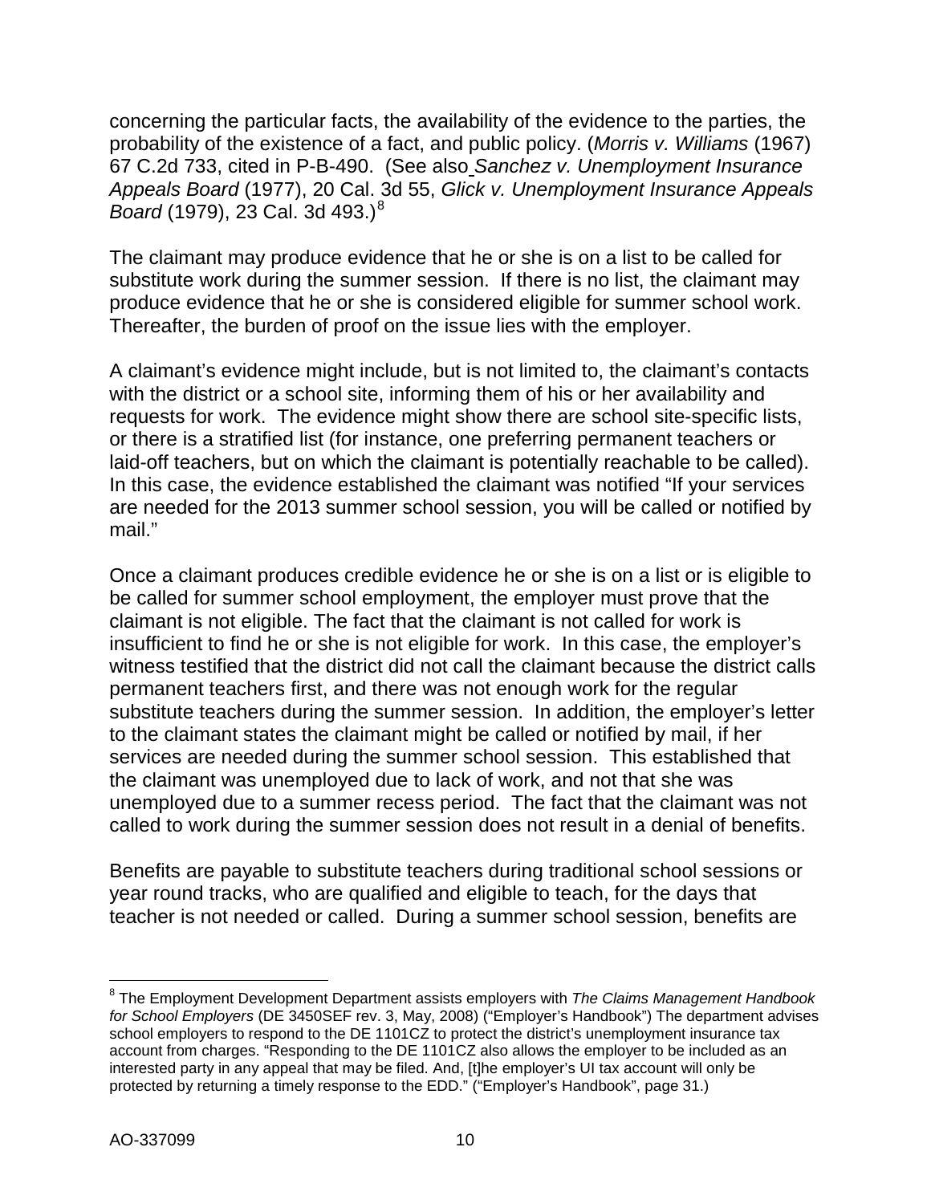concerning the particular facts, the availability of the evidence to the parties, the probability of the existence of a fact, and public policy. (*Morris v. Williams* (1967) 67 C.2d 733, cited in P-B-490. (See also *Sanchez v. Unemployment Insurance Appeals Board* (1977), 20 Cal. 3d 55, *Glick v. Unemployment Insurance Appeals Board* (1979), 23 Cal. 3d 493.)[8]

The claimant may produce evidence that he or she is on a list to be called for substitute work during the summer session. If there is no list, the claimant may produce evidence that he or she is considered eligible for summer school work. Thereafter, the burden of proof on the issue lies with the employer.

A claimant's evidence might include, but is not limited to, the claimant's contacts with the district or a school site, informing them of his or her availability and requests for work. The evidence might show there are school site-specific lists, or there is a stratified list (for instance, one preferring permanent teachers or laid-off teachers, but on which the claimant is potentially reachable to be called). In this case, the evidence established the claimant was notified "If your services are needed for the 2013 summer school session, you will be called or notified by mail."

Once a claimant produces credible evidence he or she is on a list or is eligible to be called for summer school employment, the employer must prove that the claimant is not eligible. The fact that the claimant is not called for work is insufficient to find he or she is not eligible for work. In this case, the employer's witness testified that the district did not call the claimant because the district calls permanent teachers first, and there was not enough work for the regular substitute teachers during the summer session. In addition, the employer's letter to the claimant states the claimant might be called or notified by mail, if her services are needed during the summer school session. This established that the claimant was unemployed due to lack of work, and not that she was unemployed due to a summer recess period. The fact that the claimant was not called to work during the summer session does not result in a denial of benefits.

Benefits are payable to substitute teachers during traditional school sessions or year round tracks, who are qualified and eligible to teach, for the days that teacher is not needed or called. During a summer school session, benefits are

---

[8] The Employment Development Department assists employers with *The Claims Management Handbook for School Employers* (DE 3450SEF rev. 3, May, 2008) ("Employer's Handbook") The department advises school employers to respond to the DE 1101CZ to protect the district's unemployment insurance tax account from charges. "Responding to the DE 1101CZ also allows the employer to be included as an interested party in any appeal that may be filed. And, [t]he employer's UI tax account will only be protected by returning a timely response to the EDD." ("Employer's Handbook", page 31.)

AO-337099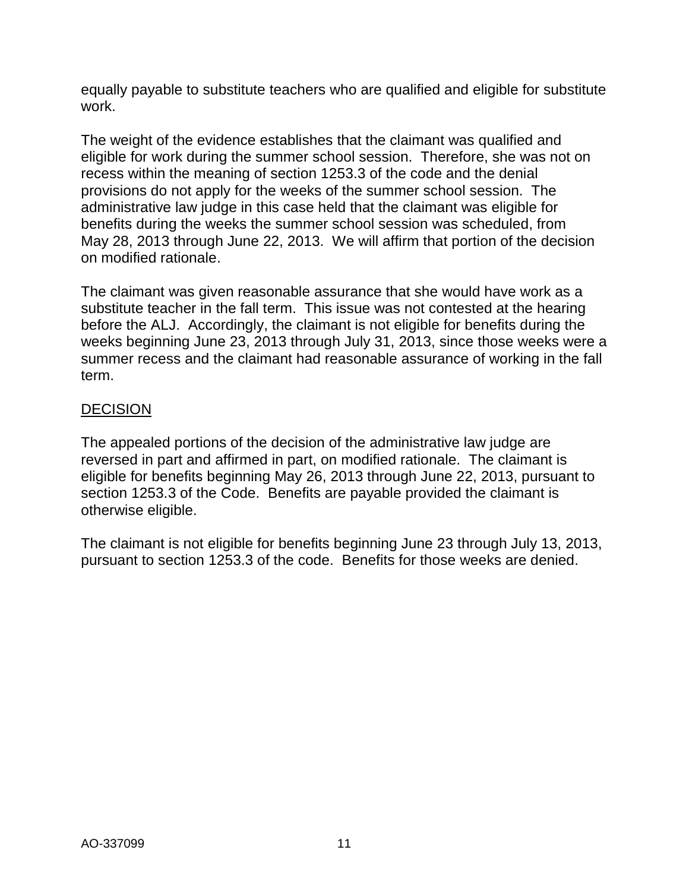equally payable to substitute teachers who are qualified and eligible for substitute work.

The weight of the evidence establishes that the claimant was qualified and eligible for work during the summer school session. Therefore, she was not on recess within the meaning of section 1253.3 of the code and the denial provisions do not apply for the weeks of the summer school session. The administrative law judge in this case held that the claimant was eligible for benefits during the weeks the summer school session was scheduled, from May 28, 2013 through June 22, 2013. We will affirm that portion of the decision on modified rationale.

The claimant was given reasonable assurance that she would have work as a substitute teacher in the fall term. This issue was not contested at the hearing before the ALJ. Accordingly, the claimant is not eligible for benefits during the weeks beginning June 23, 2013 through July 31, 2013, since those weeks were a summer recess and the claimant had reasonable assurance of working in the fall term.

## DECISION

The appealed portions of the decision of the administrative law judge are reversed in part and affirmed in part, on modified rationale. The claimant is eligible for benefits beginning May 26, 2013 through June 22, 2013, pursuant to section 1253.3 of the Code. Benefits are payable provided the claimant is otherwise eligible.

The claimant is not eligible for benefits beginning June 23 through July 13, 2013, pursuant to section 1253.3 of the code. Benefits for those weeks are denied.

AO-337099